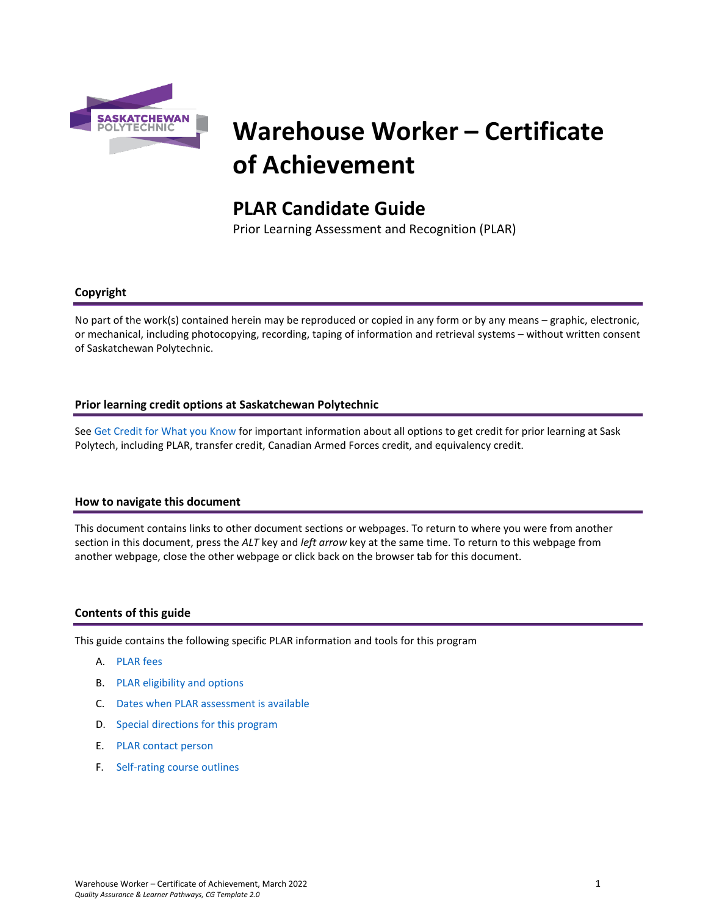# Warehouse Worker – Certificate of Achievement

## PLAR Candidate Guide

Prior Learning Assessment and Recognition (PLAR)

### Copyright

No part of the work(s) contained herein may be reproduced or copied in any form or by any means – graphic, electronic, or mechanical, including photocopying, recording, taping of information and retrieval systems – without written consent of Saskatchewan Polytechnic.

### Prior learning credit options at Saskatchewan Polytechnic

See Get Credit for What you Know for important information about all options to get credit for prior learning at Sask Polytech, including PLAR, transfer credit, Canadian Armed Forces credit, and equivalency credit.

### How to navigate this document

This document contains links to other document sections or webpages. To return to where you were from another section in this document, press the *ALT* key and *left arrow* key at the same time. To return to this webpage from another webpage, close the other webpage or click back on the browser tab for this document.

### Contents of this guide

This guide contains the following specific PLAR information and tools for this program

A. PLAR fees
B. PLAR eligibility and options
C. Dates when PLAR assessment is available
D. Special directions for this program
E. PLAR contact person
F. Self-rating course outlines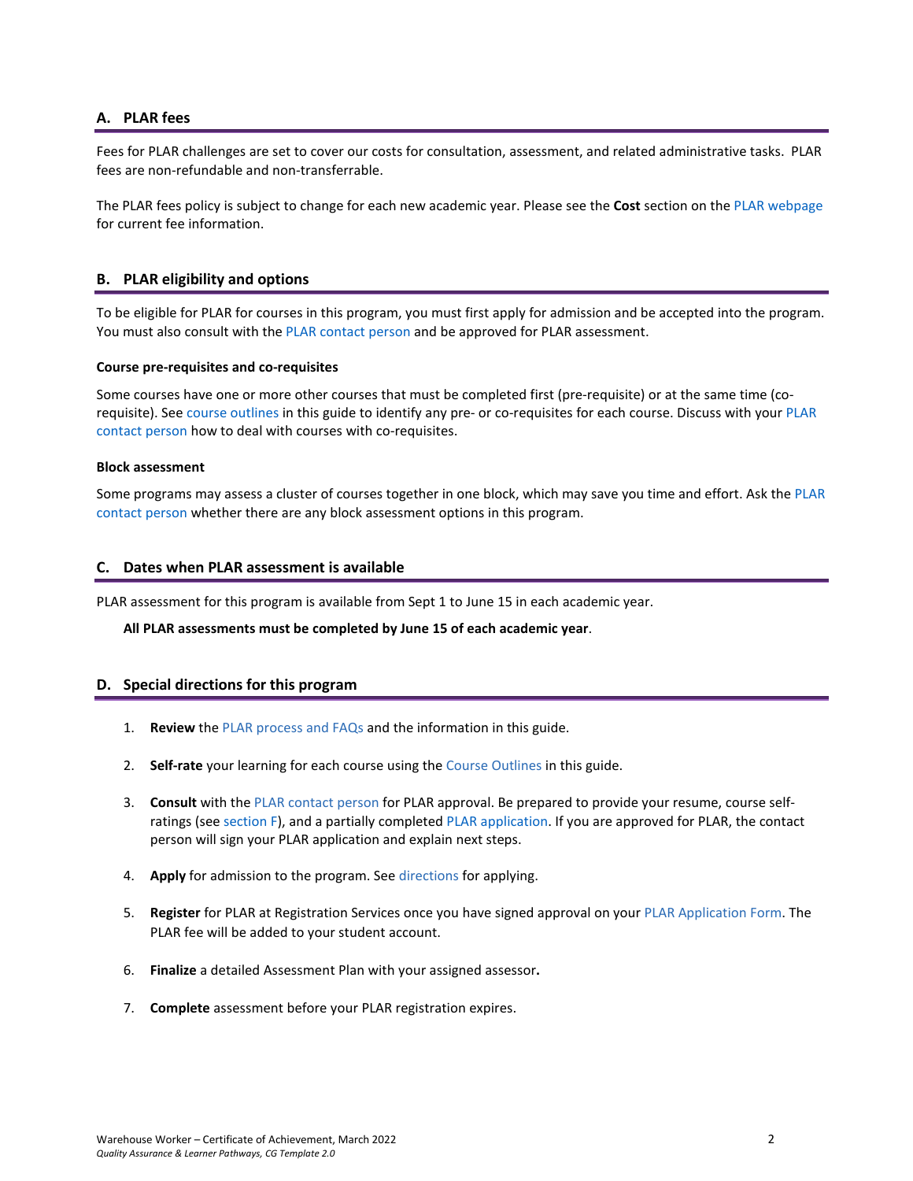## A. PLAR fees

Fees for PLAR challenges are set to cover our costs for consultation, assessment, and related administrative tasks. PLAR fees are non-refundable and non-transferrable.

The PLAR fees policy is subject to change for each new academic year. Please see the **Cost** section on the PLAR webpage for current fee information.

## B. PLAR eligibility and options

To be eligible for PLAR for courses in this program, you must first apply for admission and be accepted into the program. You must also consult with the PLAR contact person and be approved for PLAR assessment.

### Course pre-requisites and co-requisites

Some courses have one or more other courses that must be completed first (pre-requisite) or at the same time (co-requisite). See course outlines in this guide to identify any pre- or co-requisites for each course. Discuss with your PLAR contact person how to deal with courses with co-requisites.

### Block assessment

Some programs may assess a cluster of courses together in one block, which may save you time and effort. Ask the PLAR contact person whether there are any block assessment options in this program.

## C. Dates when PLAR assessment is available

PLAR assessment for this program is available from Sept 1 to June 15 in each academic year.

**All PLAR assessments must be completed by June 15 of each academic year**.

## D. Special directions for this program

1. **Review** the PLAR process and FAQs and the information in this guide.
2. **Self-rate** your learning for each course using the Course Outlines in this guide.
3. **Consult** with the PLAR contact person for PLAR approval. Be prepared to provide your resume, course self-ratings (see section F), and a partially completed PLAR application. If you are approved for PLAR, the contact person will sign your PLAR application and explain next steps.
4. **Apply** for admission to the program. See directions for applying.
5. **Register** for PLAR at Registration Services once you have signed approval on your PLAR Application Form. The PLAR fee will be added to your student account.
6. **Finalize** a detailed Assessment Plan with your assigned assessor**.**
7. **Complete** assessment before your PLAR registration expires.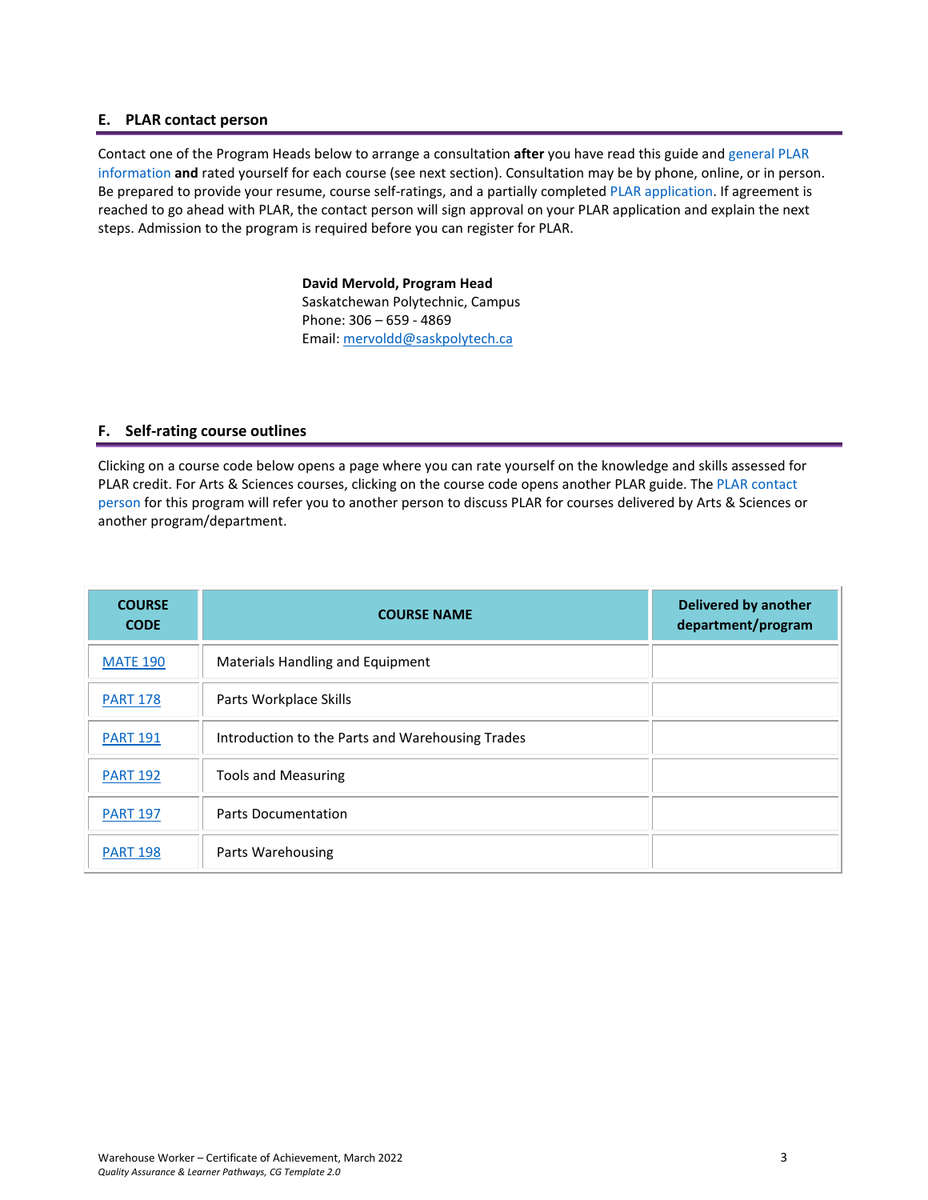## E. PLAR contact person

Contact one of the Program Heads below to arrange a consultation **after** you have read this guide and general PLAR information **and** rated yourself for each course (see next section). Consultation may be by phone, online, or in person. Be prepared to provide your resume, course self-ratings, and a partially completed PLAR application. If agreement is reached to go ahead with PLAR, the contact person will sign approval on your PLAR application and explain the next steps. Admission to the program is required before you can register for PLAR.

**David Mervold, Program Head**
Saskatchewan Polytechnic, Campus
Phone: 306 – 659 - 4869
Email: mervoldd@saskpolytech.ca

## F. Self-rating course outlines

Clicking on a course code below opens a page where you can rate yourself on the knowledge and skills assessed for PLAR credit. For Arts & Sciences courses, clicking on the course code opens another PLAR guide. The PLAR contact person for this program will refer you to another person to discuss PLAR for courses delivered by Arts & Sciences or another program/department.

| COURSE CODE | COURSE NAME | Delivered by another department/program |
|---|---|---|
| MATE 190 | Materials Handling and Equipment | |
| PART 178 | Parts Workplace Skills | |
| PART 191 | Introduction to the Parts and Warehousing Trades | |
| PART 192 | Tools and Measuring | |
| PART 197 | Parts Documentation | |
| PART 198 | Parts Warehousing | |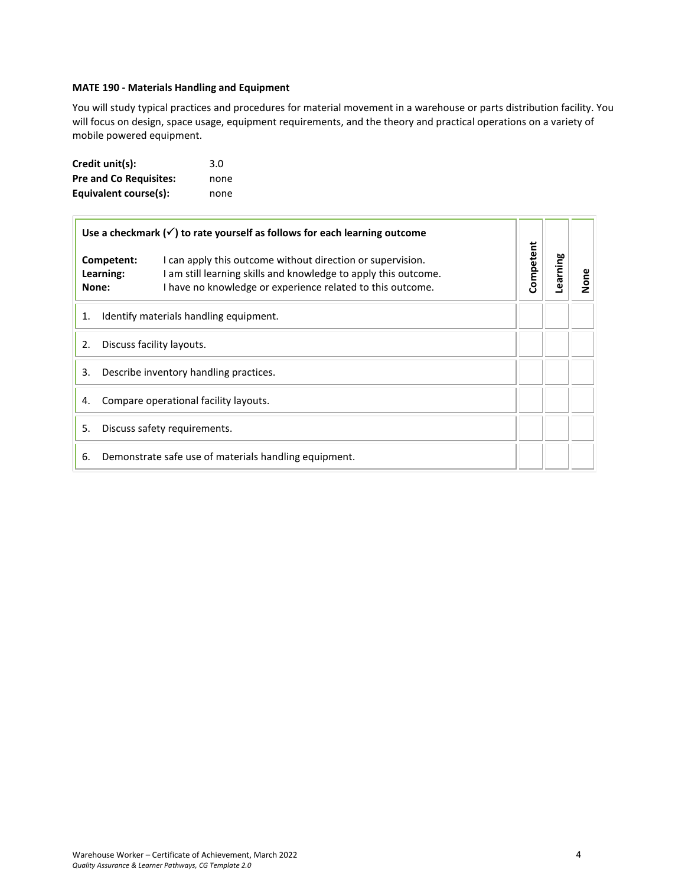**MATE 190 - Materials Handling and Equipment**

You will study typical practices and procedures for material movement in a warehouse or parts distribution facility. You will focus on design, space usage, equipment requirements, and the theory and practical operations on a variety of mobile powered equipment.

**Credit unit(s):** 3.0
**Pre and Co Requisites:** none
**Equivalent course(s):** none

| **Use a checkmark (✓) to rate yourself as follows for each learning outcome**<br><br>**Competent:** I can apply this outcome without direction or supervision.<br>**Learning:** I am still learning skills and knowledge to apply this outcome.<br>**None:** I have no knowledge or experience related to this outcome. | Competent | Learning | None |
|---|---|---|---|
| 1. Identify materials handling equipment. | | | |
| 2. Discuss facility layouts. | | | |
| 3. Describe inventory handling practices. | | | |
| 4. Compare operational facility layouts. | | | |
| 5. Discuss safety requirements. | | | |
| 6. Demonstrate safe use of materials handling equipment. | | | |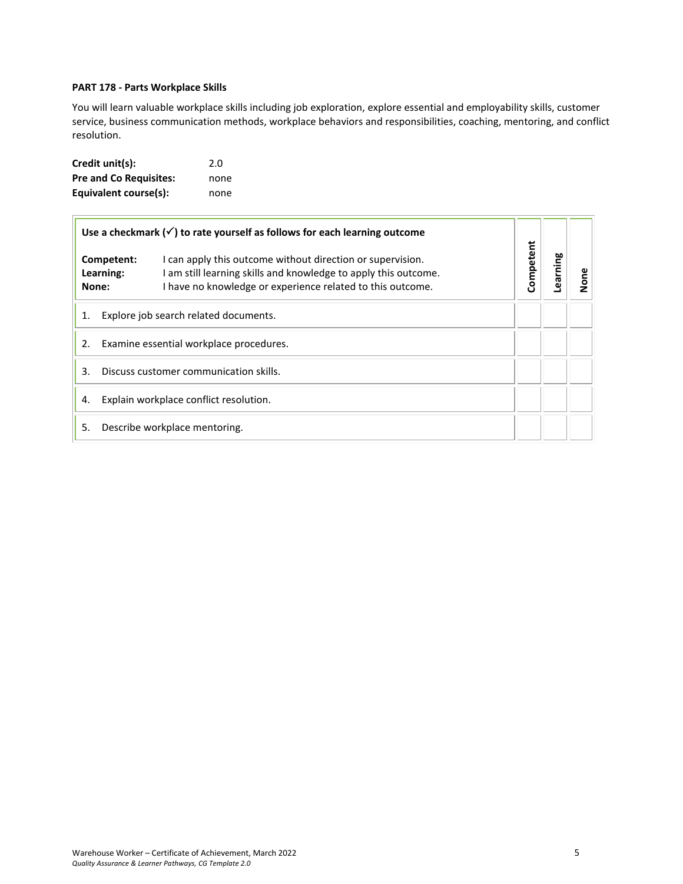**PART 178 - Parts Workplace Skills**

You will learn valuable workplace skills including job exploration, explore essential and employability skills, customer service, business communication methods, workplace behaviors and responsibilities, coaching, mentoring, and conflict resolution.

**Credit unit(s):** 2.0
**Pre and Co Requisites:** none
**Equivalent course(s):** none

| **Use a checkmark (✓) to rate yourself as follows for each learning outcome**<br><br>**Competent:** I can apply this outcome without direction or supervision.<br>**Learning:** I am still learning skills and knowledge to apply this outcome.<br>**None:** I have no knowledge or experience related to this outcome. | **Competent** | **Learning** | **None** |
|---|---|---|---|
| 1. Explore job search related documents. | | | |
| 2. Examine essential workplace procedures. | | | |
| 3. Discuss customer communication skills. | | | |
| 4. Explain workplace conflict resolution. | | | |
| 5. Describe workplace mentoring. | | | |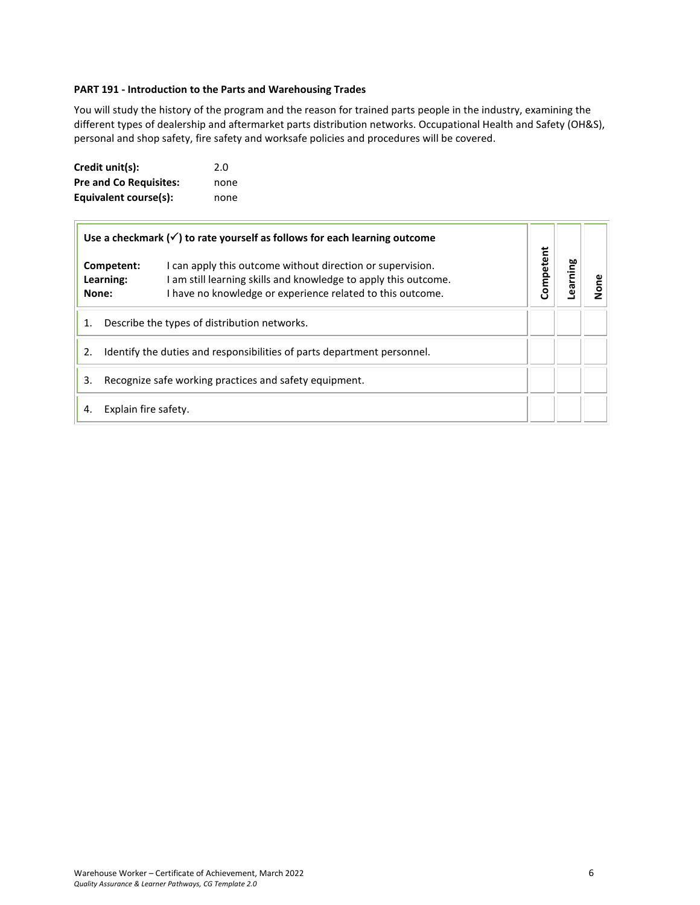**PART 191 - Introduction to the Parts and Warehousing Trades**

You will study the history of the program and the reason for trained parts people in the industry, examining the different types of dealership and aftermarket parts distribution networks. Occupational Health and Safety (OH&S), personal and shop safety, fire safety and worksafe policies and procedures will be covered.

**Credit unit(s):** 2.0
**Pre and Co Requisites:** none
**Equivalent course(s):** none

| **Use a checkmark (✓) to rate yourself as follows for each learning outcome**<br><br>**Competent:** I can apply this outcome without direction or supervision.<br>**Learning:** I am still learning skills and knowledge to apply this outcome.<br>**None:** I have no knowledge or experience related to this outcome. | **Competent** | **Learning** | **None** |
|---|---|---|---|
| 1. Describe the types of distribution networks. | | | |
| 2. Identify the duties and responsibilities of parts department personnel. | | | |
| 3. Recognize safe working practices and safety equipment. | | | |
| 4. Explain fire safety. | | | |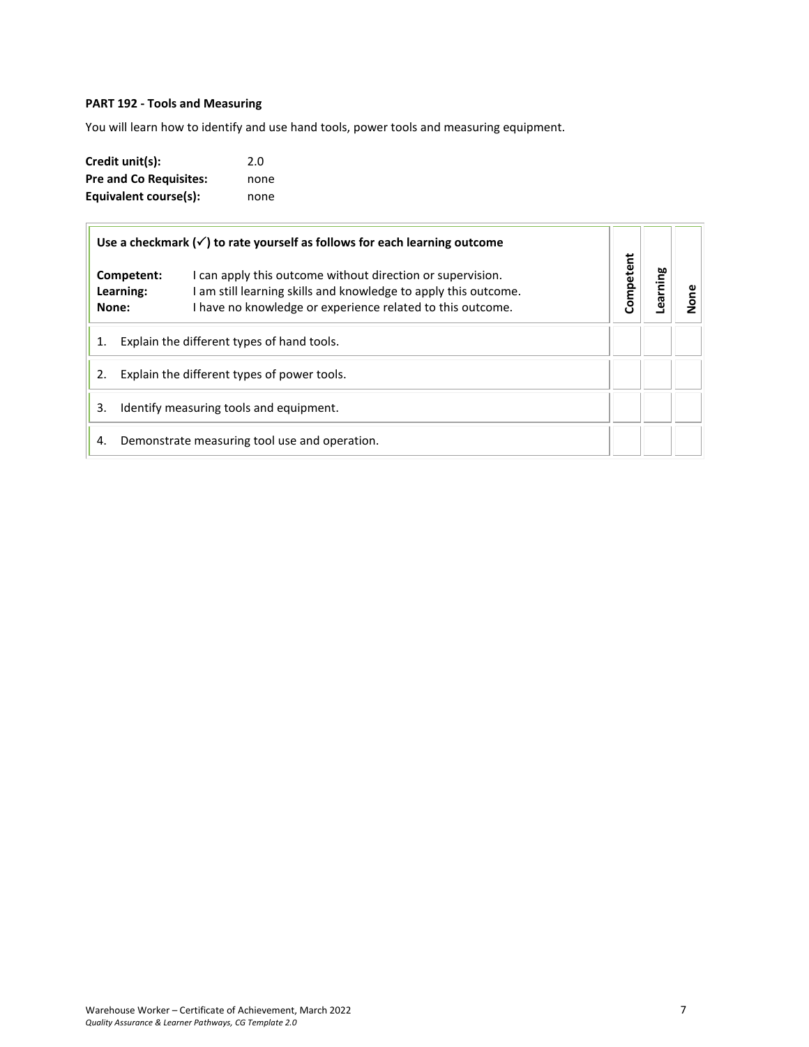**PART 192 - Tools and Measuring**

You will learn how to identify and use hand tools, power tools and measuring equipment.

**Credit unit(s):** 2.0
**Pre and Co Requisites:** none
**Equivalent course(s):** none

| **Use a checkmark (✓) to rate yourself as follows for each learning outcome**<br><br>**Competent:** I can apply this outcome without direction or supervision.<br>**Learning:** I am still learning skills and knowledge to apply this outcome.<br>**None:** I have no knowledge or experience related to this outcome. | **Competent** | **Learning** | **None** |
|---|---|---|---|
| 1. Explain the different types of hand tools. | | | |
| 2. Explain the different types of power tools. | | | |
| 3. Identify measuring tools and equipment. | | | |
| 4. Demonstrate measuring tool use and operation. | | | |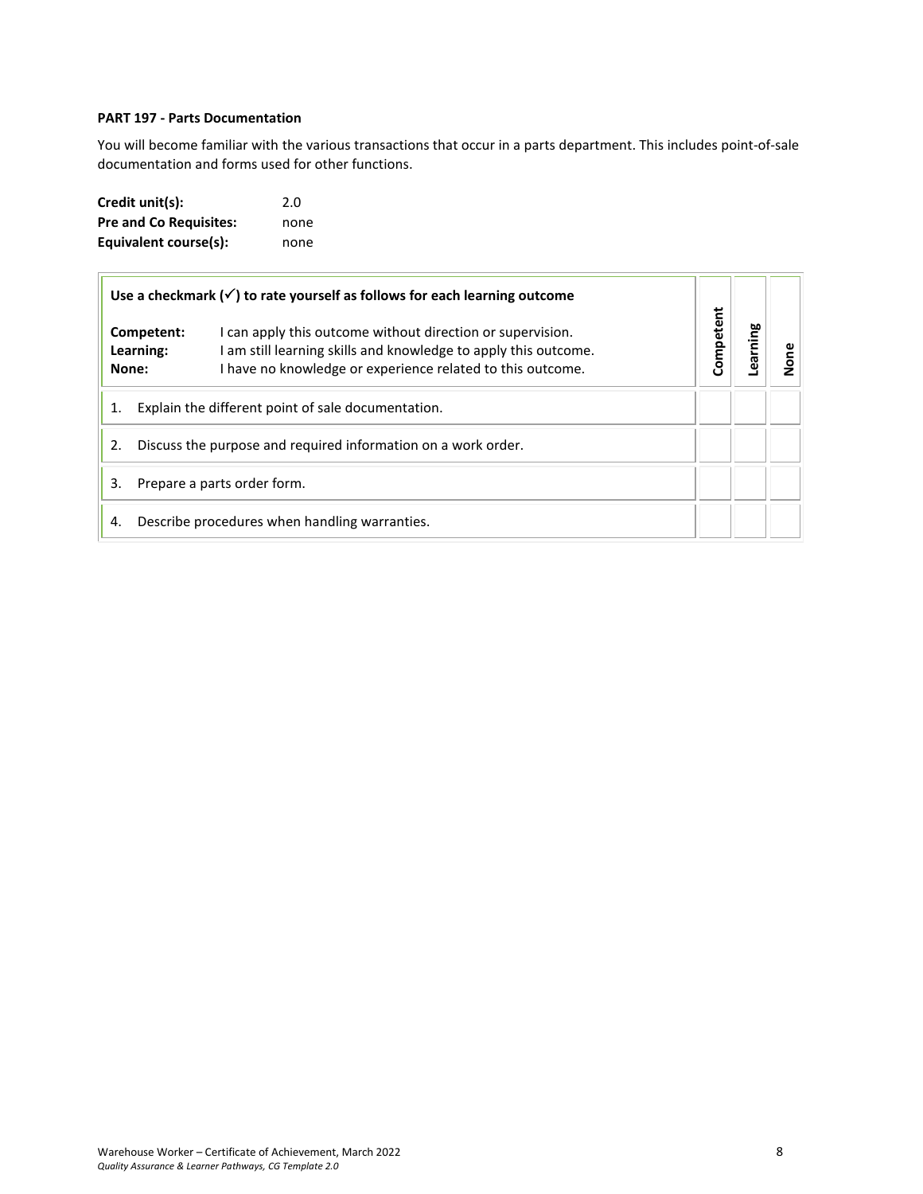**PART 197 - Parts Documentation**

You will become familiar with the various transactions that occur in a parts department. This includes point-of-sale documentation and forms used for other functions.

**Credit unit(s):** 2.0
**Pre and Co Requisites:** none
**Equivalent course(s):** none

| **Use a checkmark (✓) to rate yourself as follows for each learning outcome**<br><br>**Competent:** I can apply this outcome without direction or supervision.<br>**Learning:** I am still learning skills and knowledge to apply this outcome.<br>**None:** I have no knowledge or experience related to this outcome. | Competent | Learning | None |
|---|---|---|---|
| 1. Explain the different point of sale documentation. | | | |
| 2. Discuss the purpose and required information on a work order. | | | |
| 3. Prepare a parts order form. | | | |
| 4. Describe procedures when handling warranties. | | | |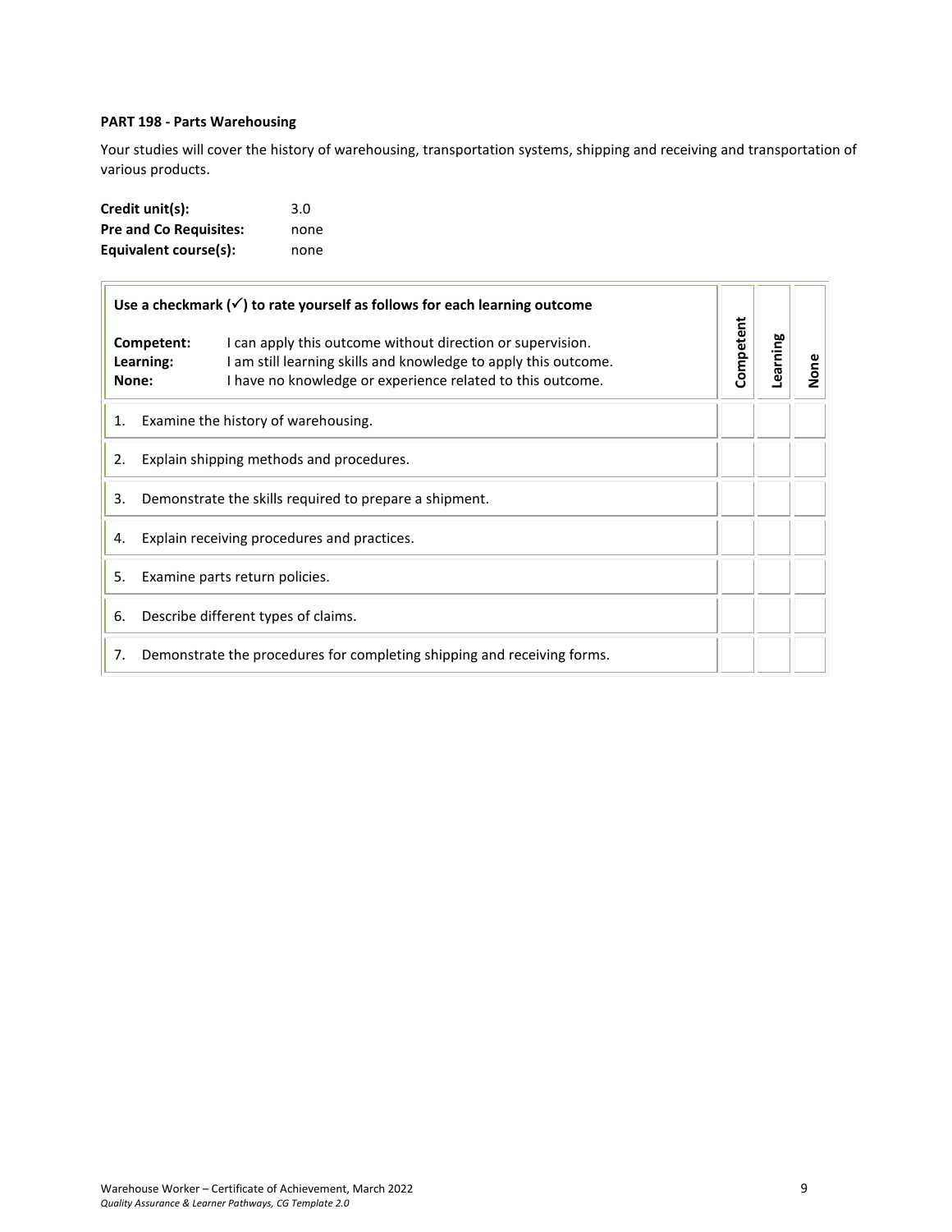**PART 198 - Parts Warehousing**

Your studies will cover the history of warehousing, transportation systems, shipping and receiving and transportation of various products.

**Credit unit(s):** 3.0
**Pre and Co Requisites:** none
**Equivalent course(s):** none

| Use a checkmark (✓) to rate yourself as follows for each learning outcome<br><br>**Competent:** I can apply this outcome without direction or supervision.<br>**Learning:** I am still learning skills and knowledge to apply this outcome.<br>**None:** I have no knowledge or experience related to this outcome. | Competent | Learning | None |
|---|---|---|---|
| 1. Examine the history of warehousing. | | | |
| 2. Explain shipping methods and procedures. | | | |
| 3. Demonstrate the skills required to prepare a shipment. | | | |
| 4. Explain receiving procedures and practices. | | | |
| 5. Examine parts return policies. | | | |
| 6. Describe different types of claims. | | | |
| 7. Demonstrate the procedures for completing shipping and receiving forms. | | | |